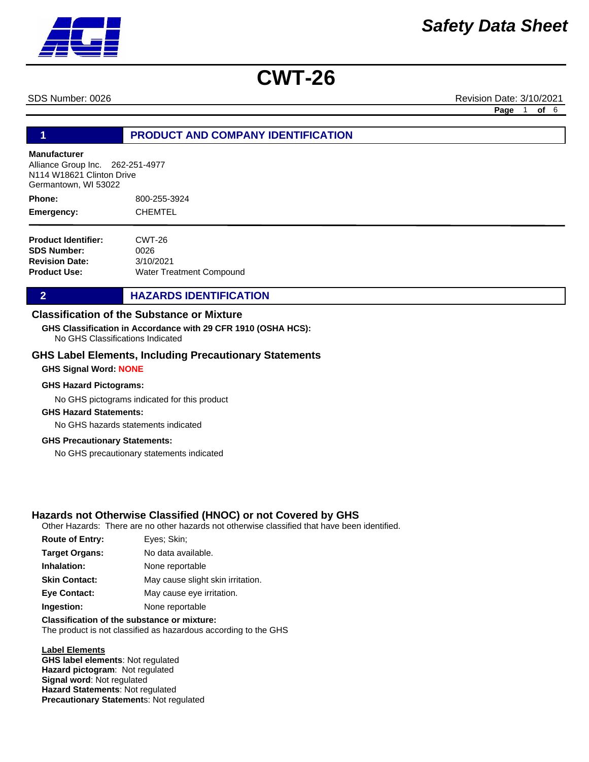# Safety Data Sheet

# CWT-26

SDS Number: 0026 Revision Date: 3/10/2021

## 1 PRODUCT AND COMPANY IDENTIFICATION

**Manufacturer**
Alliance Group Inc. 262-251-4977
N114 W18621 Clinton Drive
Germantown, WI 53022

**Phone:** 800-255-3924
**Emergency:** CHEMTEL

**Product Identifier:** CWT-26
**SDS Number:** 0026
**Revision Date:** 3/10/2021
**Product Use:** Water Treatment Compound

## 2 HAZARDS IDENTIFICATION

### Classification of the Substance or Mixture

**GHS Classification in Accordance with 29 CFR 1910 (OSHA HCS):**
No GHS Classifications Indicated

### GHS Label Elements, Including Precautionary Statements

**GHS Signal Word:** **NONE**

**GHS Hazard Pictograms:**

No GHS pictograms indicated for this product

**GHS Hazard Statements:**

No GHS hazards statements indicated

**GHS Precautionary Statements:**

No GHS precautionary statements indicated

### Hazards not Otherwise Classified (HNOC) or not Covered by GHS

Other Hazards: There are no other hazards not otherwise classified that have been identified.

**Route of Entry:** Eyes; Skin;
**Target Organs:** No data available.
**Inhalation:** None reportable
**Skin Contact:** May cause slight skin irritation.
**Eye Contact:** May cause eye irritation.
**Ingestion:** None reportable

**Classification of the substance or mixture:**
The product is not classified as hazardous according to the GHS

**Label Elements**
**GHS label elements**: Not regulated
**Hazard pictogram**: Not regulated
**Signal word**: Not regulated
**Hazard Statements**: Not regulated
**Precautionary Statements**: Not regulated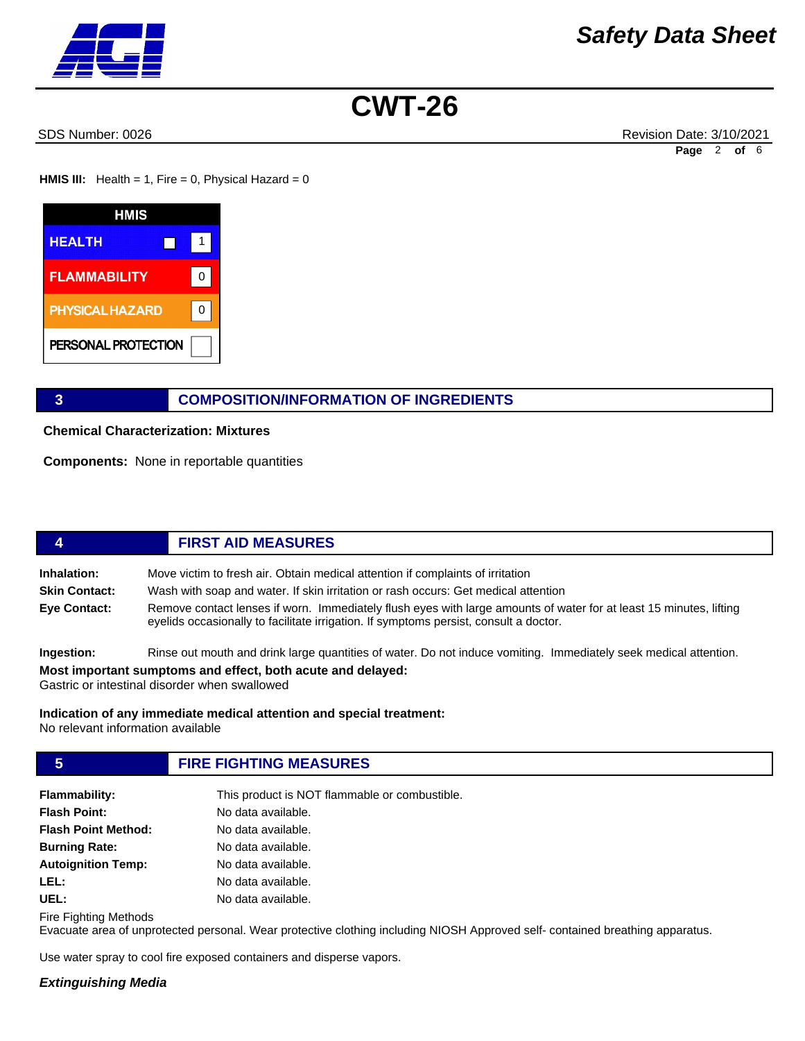**HMIS III:** Health = 1, Fire = 0, Physical Hazard = 0

| HMIS | |
|---|---|
| HEALTH | 1 |
| FLAMMABILITY | 0 |
| PHYSICAL HAZARD | 0 |
| PERSONAL PROTECTION | |

## 3 COMPOSITION/INFORMATION OF INGREDIENTS

**Chemical Characterization: Mixtures**

**Components:** None in reportable quantities

## 4 FIRST AID MEASURES

**Inhalation:** Move victim to fresh air. Obtain medical attention if complaints of irritation

**Skin Contact:** Wash with soap and water. If skin irritation or rash occurs: Get medical attention

**Eye Contact:** Remove contact lenses if worn. Immediately flush eyes with large amounts of water for at least 15 minutes, lifting eyelids occasionally to facilitate irrigation. If symptoms persist, consult a doctor.

**Ingestion:** Rinse out mouth and drink large quantities of water. Do not induce vomiting. Immediately seek medical attention.

**Most important sumptoms and effect, both acute and delayed:**
Gastric or intestinal disorder when swallowed

**Indication of any immediate medical attention and special treatment:**
No relevant information available

## 5 FIRE FIGHTING MEASURES

**Flammability:** This product is NOT flammable or combustible.
**Flash Point:** No data available.
**Flash Point Method:** No data available.
**Burning Rate:** No data available.
**Autoignition Temp:** No data available.
**LEL:** No data available.
**UEL:** No data available.

Fire Fighting Methods
Evacuate area of unprotected personal. Wear protective clothing including NIOSH Approved self- contained breathing apparatus.

Use water spray to cool fire exposed containers and disperse vapors.

***Extinguishing Media***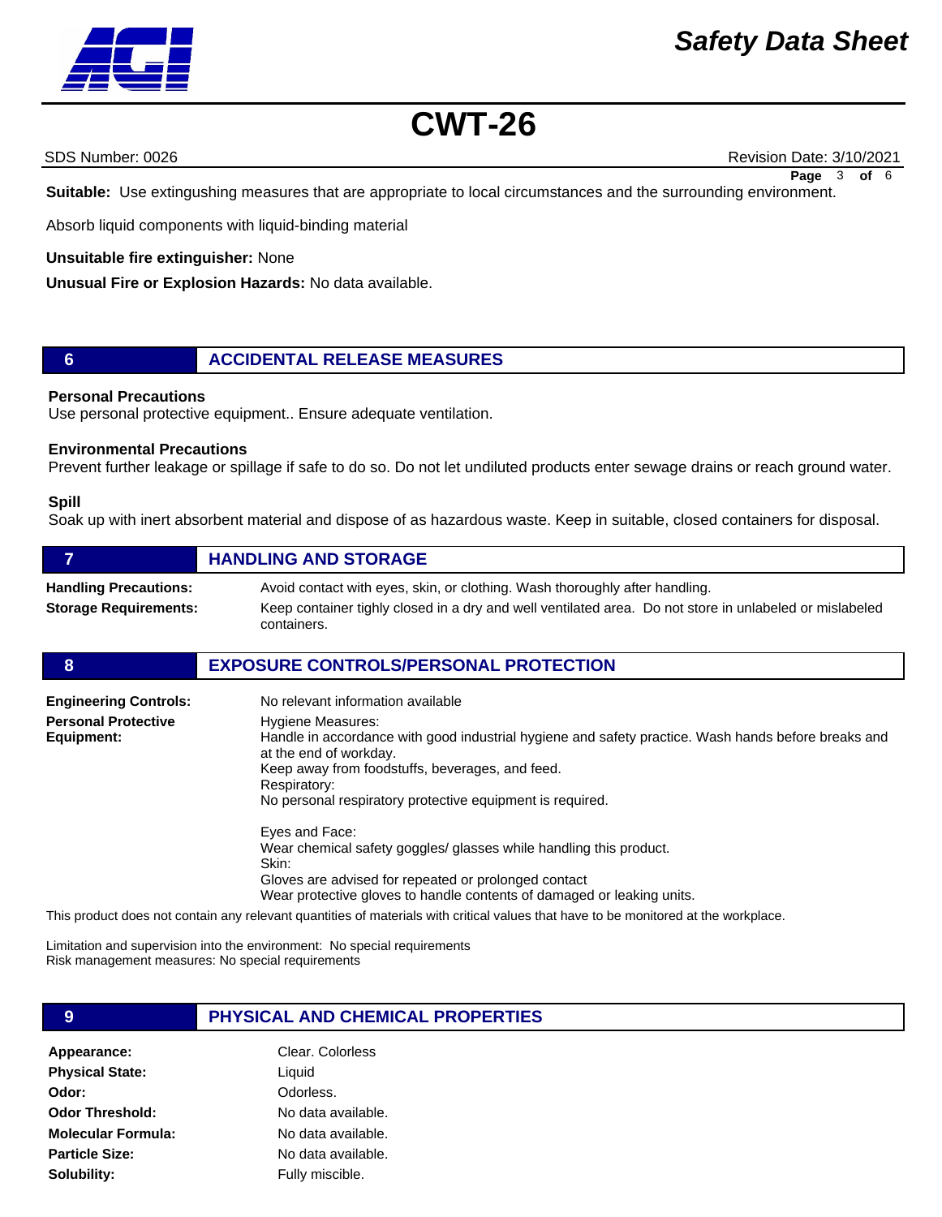**Suitable:** Use extinguishing measures that are appropriate to local circumstances and the surrounding environment.

Absorb liquid components with liquid-binding material

**Unsuitable fire extinguisher:** None

**Unusual Fire or Explosion Hazards:** No data available.

## 6 ACCIDENTAL RELEASE MEASURES

**Personal Precautions**
Use personal protective equipment.. Ensure adequate ventilation.

**Environmental Precautions**
Prevent further leakage or spillage if safe to do so. Do not let undiluted products enter sewage drains or reach ground water.

**Spill**
Soak up with inert absorbent material and dispose of as hazardous waste. Keep in suitable, closed containers for disposal.

## 7 HANDLING AND STORAGE

**Handling Precautions:** Avoid contact with eyes, skin, or clothing. Wash thoroughly after handling.

**Storage Requirements:** Keep container tighly closed in a dry and well ventilated area. Do not store in unlabeled or mislabeled containers.

## 8 EXPOSURE CONTROLS/PERSONAL PROTECTION

**Engineering Controls:** No relevant information available

**Personal Protective Equipment:**
Hygiene Measures:
Handle in accordance with good industrial hygiene and safety practice. Wash hands before breaks and at the end of workday.
Keep away from foodstuffs, beverages, and feed.
Respiratory:
No personal respiratory protective equipment is required.

Eyes and Face:
Wear chemical safety goggles/ glasses while handling this product.
Skin:
Gloves are advised for repeated or prolonged contact
Wear protective gloves to handle contents of damaged or leaking units.

This product does not contain any relevant quantities of materials with critical values that have to be monitored at the workplace.

Limitation and supervision into the environment: No special requirements
Risk management measures: No special requirements

## 9 PHYSICAL AND CHEMICAL PROPERTIES

**Appearance:** Clear. Colorless
**Physical State:** Liquid
**Odor:** Odorless.
**Odor Threshold:** No data available.
**Molecular Formula:** No data available.
**Particle Size:** No data available.
**Solubility:** Fully miscible.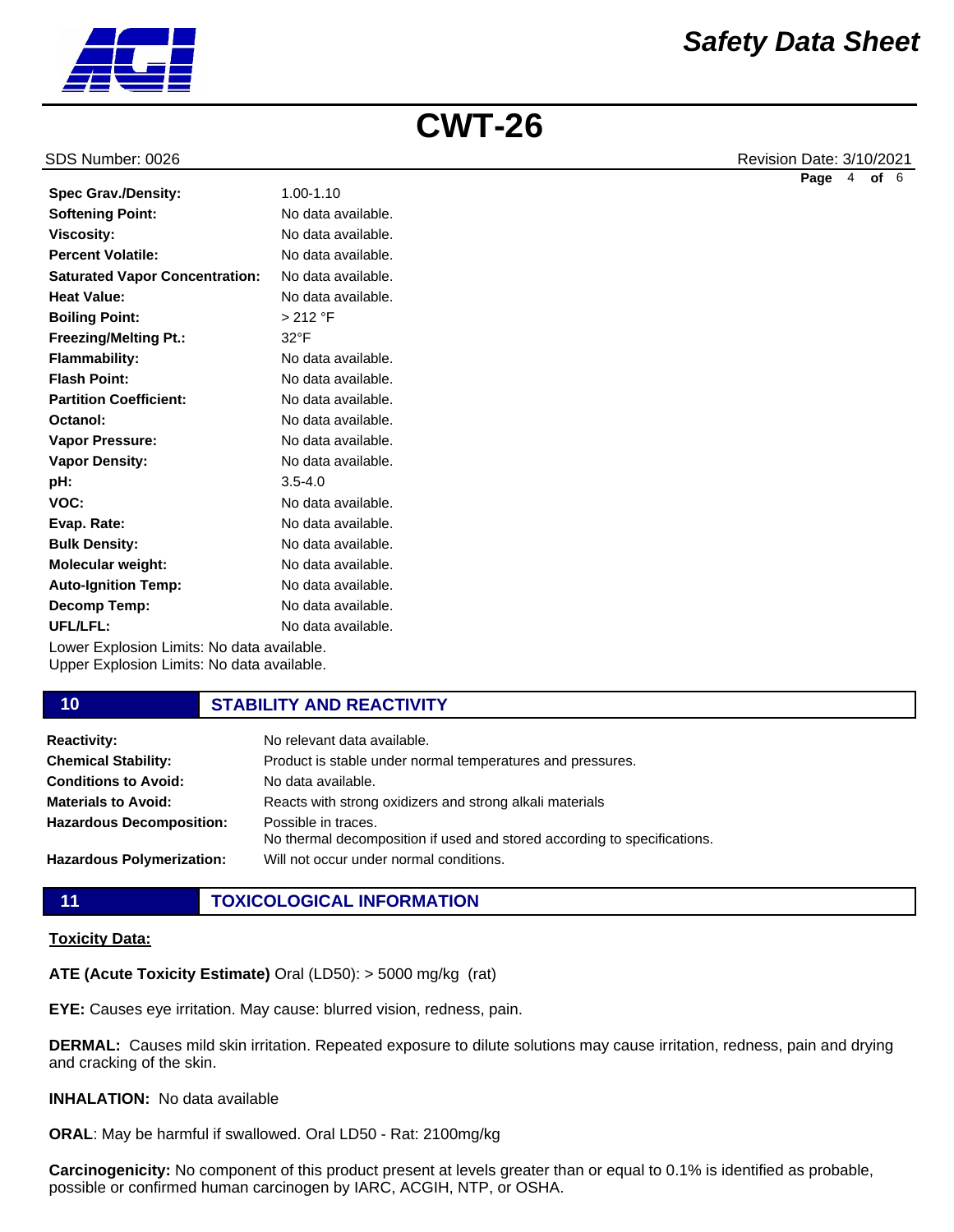| | |
|---|---|
| **Spec Grav./Density:** | 1.00-1.10 |
| **Softening Point:** | No data available. |
| **Viscosity:** | No data available. |
| **Percent Volatile:** | No data available. |
| **Saturated Vapor Concentration:** | No data available. |
| **Heat Value:** | No data available. |
| **Boiling Point:** | > 212 °F |
| **Freezing/Melting Pt.:** | 32°F |
| **Flammability:** | No data available. |
| **Flash Point:** | No data available. |
| **Partition Coefficient:** | No data available. |
| **Octanol:** | No data available. |
| **Vapor Pressure:** | No data available. |
| **Vapor Density:** | No data available. |
| **pH:** | 3.5-4.0 |
| **VOC:** | No data available. |
| **Evap. Rate:** | No data available. |
| **Bulk Density:** | No data available. |
| **Molecular weight:** | No data available. |
| **Auto-Ignition Temp:** | No data available. |
| **Decomp Temp:** | No data available. |
| **UFL/LFL:** | No data available. |

Lower Explosion Limits: No data available.
Upper Explosion Limits: No data available.

## 10 STABILITY AND REACTIVITY

| | |
|---|---|
| **Reactivity:** | No relevant data available. |
| **Chemical Stability:** | Product is stable under normal temperatures and pressures. |
| **Conditions to Avoid:** | No data available. |
| **Materials to Avoid:** | Reacts with strong oxidizers and strong alkali materials |
| **Hazardous Decomposition:** | Possible in traces. No thermal decomposition if used and stored according to specifications. |
| **Hazardous Polymerization:** | Will not occur under normal conditions. |

## 11 TOXICOLOGICAL INFORMATION

**Toxicity Data:**

**ATE (Acute Toxicity Estimate)** Oral (LD50): > 5000 mg/kg (rat)

**EYE:** Causes eye irritation. May cause: blurred vision, redness, pain.

**DERMAL:** Causes mild skin irritation. Repeated exposure to dilute solutions may cause irritation, redness, pain and drying and cracking of the skin.

**INHALATION:** No data available

**ORAL**: May be harmful if swallowed. Oral LD50 - Rat: 2100mg/kg

**Carcinogenicity:** No component of this product present at levels greater than or equal to 0.1% is identified as probable, possible or confirmed human carcinogen by IARC, ACGIH, NTP, or OSHA.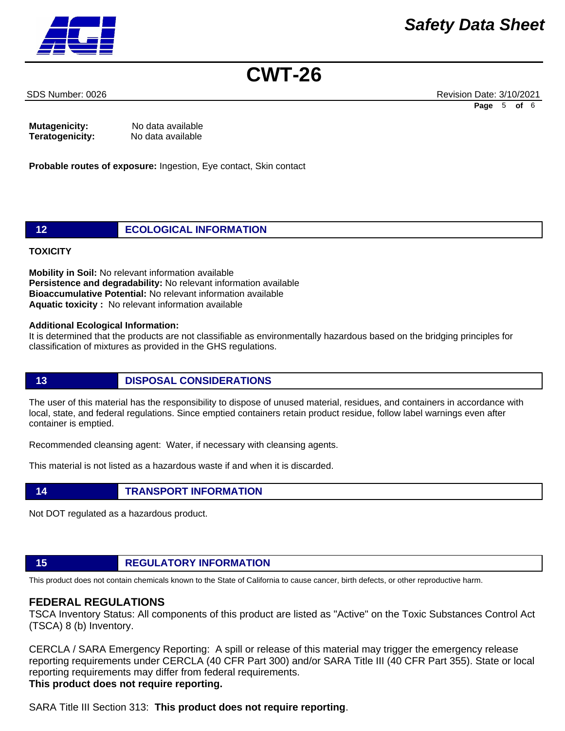**Mutagenicity:** No data available
**Teratogenicity:** No data available

**Probable routes of exposure:** Ingestion, Eye contact, Skin contact

## 12 ECOLOGICAL INFORMATION

**TOXICITY**

**Mobility in Soil:** No relevant information available
**Persistence and degradability:** No relevant information available
**Bioaccumulative Potential:** No relevant information available
**Aquatic toxicity :** No relevant information available

**Additional Ecological Information:**
It is determined that the products are not classifiable as environmentally hazardous based on the bridging principles for classification of mixtures as provided in the GHS regulations.

## 13 DISPOSAL CONSIDERATIONS

The user of this material has the responsibility to dispose of unused material, residues, and containers in accordance with local, state, and federal regulations. Since emptied containers retain product residue, follow label warnings even after container is emptied.

Recommended cleansing agent: Water, if necessary with cleansing agents.

This material is not listed as a hazardous waste if and when it is discarded.

## 14 TRANSPORT INFORMATION

Not DOT regulated as a hazardous product.

## 15 REGULATORY INFORMATION

This product does not contain chemicals known to the State of California to cause cancer, birth defects, or other reproductive harm.

### FEDERAL REGULATIONS

TSCA Inventory Status: All components of this product are listed as "Active" on the Toxic Substances Control Act (TSCA) 8 (b) Inventory.

CERCLA / SARA Emergency Reporting: A spill or release of this material may trigger the emergency release reporting requirements under CERCLA (40 CFR Part 300) and/or SARA Title III (40 CFR Part 355). State or local reporting requirements may differ from federal requirements.
**This product does not require reporting.**

SARA Title III Section 313: **This product does not require reporting**.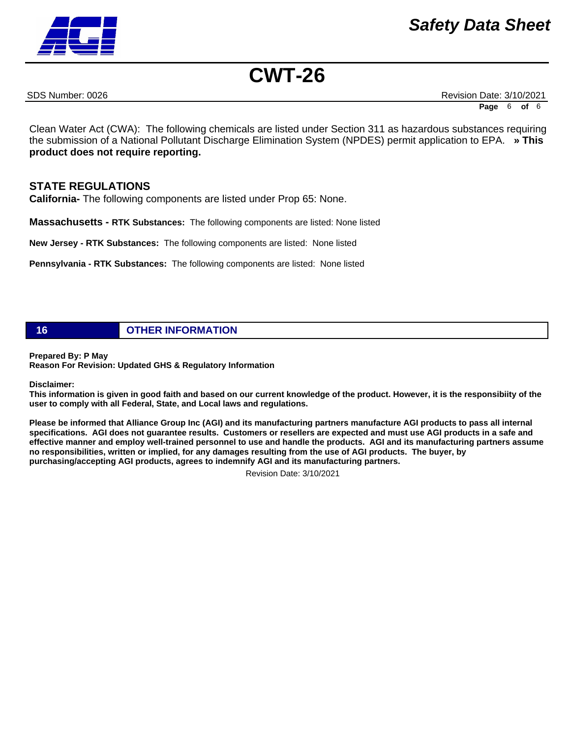Clean Water Act (CWA): The following chemicals are listed under Section 311 as hazardous substances requiring the submission of a National Pollutant Discharge Elimination System (NPDES) permit application to EPA. **» This product does not require reporting.**

## STATE REGULATIONS

**California-** The following components are listed under Prop 65: None.

**Massachusetts - RTK Substances:** The following components are listed: None listed

**New Jersey - RTK Substances:** The following components are listed: None listed

**Pennsylvania - RTK Substances:** The following components are listed: None listed

## 16 OTHER INFORMATION

**Prepared By: P May**
**Reason For Revision: Updated GHS & Regulatory Information**

**Disclaimer:**
**This information is given in good faith and based on our current knowledge of the product. However, it is the responsibiity of the user to comply with all Federal, State, and Local laws and regulations.**

**Please be informed that Alliance Group Inc (AGI) and its manufacturing partners manufacture AGI products to pass all internal specifications. AGI does not guarantee results. Customers or resellers are expected and must use AGI products in a safe and effective manner and employ well-trained personnel to use and handle the products. AGI and its manufacturing partners assume no responsibilities, written or implied, for any damages resulting from the use of AGI products. The buyer, by purchasing/accepting AGI products, agrees to indemnify AGI and its manufacturing partners.**

Revision Date: 3/10/2021